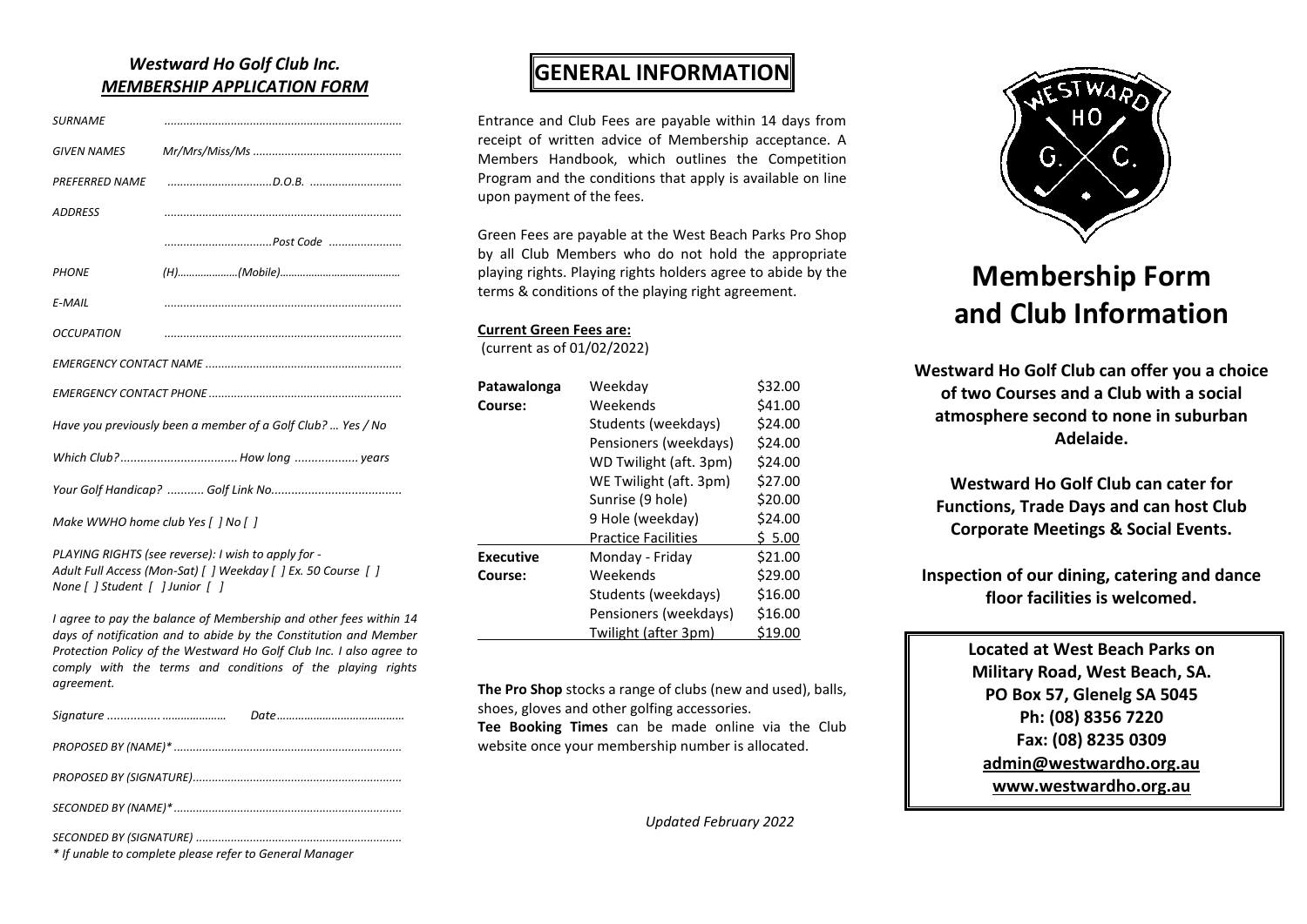## *Westward Ho Golf Club Inc.*

### ***MEMBERSHIP APPLICATION FORM***

*SURNAME* ..........................................................................

*GIVEN NAMES* *Mr/Mrs/Miss/Ms* ..............................................

*PREFERRED NAME* .................................*D.O.B.* .............................

*ADDRESS* ..........................................................................

..................................*Post Code* .......................

*PHONE* *(H)....................(Mobile)........................................*

*E-MAIL* ..........................................................................

*OCCUPATION* ..........................................................................

*EMERGENCY CONTACT NAME* ..............................................................

*EMERGENCY CONTACT PHONE* ............................................................

*Have you previously been a member of a Golf Club? … Yes / No*

*Which Club?................................... How long .................. years*

*Your Golf Handicap? .......... Golf Link No......................................*

*Make WWHO home club Yes [ ] No [ ]*

*PLAYING RIGHTS (see reverse): I wish to apply for -*
*Adult Full Access (Mon-Sat) [ ] Weekday [ ] Ex. 50 Course [ ]*
*None [ ] Student [ ] Junior [ ]*

*I agree to pay the balance of Membership and other fees within 14 days of notification and to abide by the Constitution and Member Protection Policy of the Westward Ho Golf Club Inc. I also agree to comply with the terms and conditions of the playing rights agreement.*

*Signature ................ ....................* *Date.........................................*

*PROPOSED BY (NAME)\** ........................................................................

*PROPOSED BY (SIGNATURE)*..................................................................

*SECONDED BY (NAME)\** ........................................................................

*SECONDED BY (SIGNATURE)* .................................................................

*\* If unable to complete please refer to General Manager*

# GENERAL INFORMATION

Entrance and Club Fees are payable within 14 days from receipt of written advice of Membership acceptance. A Members Handbook, which outlines the Competition Program and the conditions that apply is available on line upon payment of the fees.

Green Fees are payable at the West Beach Parks Pro Shop by all Club Members who do not hold the appropriate playing rights. Playing rights holders agree to abide by the terms & conditions of the playing right agreement.

**Current Green Fees are:**
(current as of 01/02/2022)

| | | |
|---|---|---|
| **Patawalonga Course:** | Weekday | $32.00 |
| | Weekends | $41.00 |
| | Students (weekdays) | $24.00 |
| | Pensioners (weekdays) | $24.00 |
| | WD Twilight (aft. 3pm) | $24.00 |
| | WE Twilight (aft. 3pm) | $27.00 |
| | Sunrise (9 hole) | $20.00 |
| | 9 Hole (weekday) | $24.00 |
| | Practice Facilities | $ 5.00 |
| **Executive Course:** | Monday - Friday | $21.00 |
| | Weekends | $29.00 |
| | Students (weekdays) | $16.00 |
| | Pensioners (weekdays) | $16.00 |
| | Twilight (after 3pm) | $19.00 |

**The Pro Shop** stocks a range of clubs (new and used), balls, shoes, gloves and other golfing accessories.

**Tee Booking Times** can be made online via the Club website once your membership number is allocated.

*Updated February 2022*

# Membership Form and Club Information

**Westward Ho Golf Club can offer you a choice of two Courses and a Club with a social atmosphere second to none in suburban Adelaide.**

**Westward Ho Golf Club can cater for Functions, Trade Days and can host Club Corporate Meetings & Social Events.**

**Inspection of our dining, catering and dance floor facilities is welcomed.**

**Located at West Beach Parks on**
**Military Road, West Beach, SA.**
**PO Box 57, Glenelg SA 5045**
**Ph: (08) 8356 7220**
**Fax: (08) 8235 0309**
**admin@westwardho.org.au**
**www.westwardho.org.au**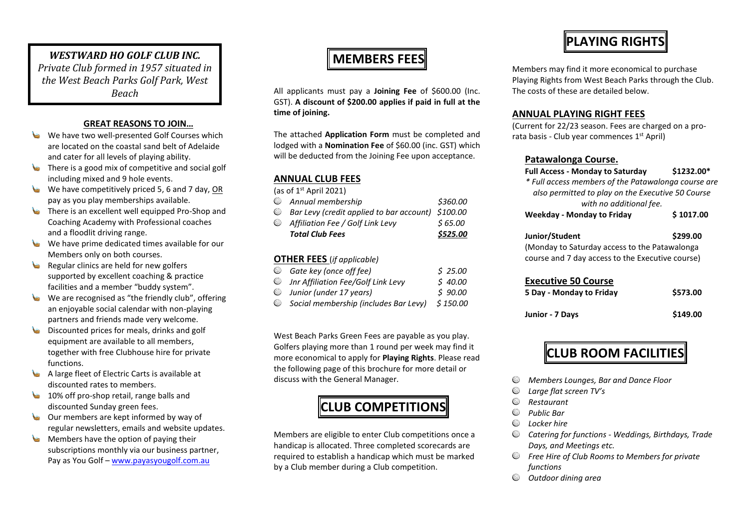**_WESTWARD HO GOLF CLUB INC._**

*Private Club formed in 1957 situated in the West Beach Parks Golf Park, West Beach*

## GREAT REASONS TO JOIN…

- We have two well-presented Golf Courses which are located on the coastal sand belt of Adelaide and cater for all levels of playing ability.
- There is a good mix of competitive and social golf including mixed and 9 hole events.
- We have competitively priced 5, 6 and 7 day, OR pay as you play memberships available.
- There is an excellent well equipped Pro-Shop and Coaching Academy with Professional coaches and a floodlit driving range.
- We have prime dedicated times available for our Members only on both courses.
- Regular clinics are held for new golfers supported by excellent coaching & practice facilities and a member "buddy system".
- We are recognised as "the friendly club", offering an enjoyable social calendar with non-playing partners and friends made very welcome.
- Discounted prices for meals, drinks and golf equipment are available to all members, together with free Clubhouse hire for private functions.
- A large fleet of Electric Carts is available at discounted rates to members.
- 10% off pro-shop retail, range balls and discounted Sunday green fees.
- Our members are kept informed by way of regular newsletters, emails and website updates.
- Members have the option of paying their subscriptions monthly via our business partner, Pay as You Golf – www.payasyougolf.com.au

# MEMBERS FEES

All applicants must pay a **Joining Fee** of $600.00 (Inc. GST). **A discount of $200.00 applies if paid in full at the time of joining.**

The attached **Application Form** must be completed and lodged with a **Nomination Fee** of $60.00 (inc. GST) which will be deducted from the Joining Fee upon acceptance.

## ANNUAL CLUB FEES

(as of 1st April 2021)

| | |
|---|---|
| *Annual membership* | *$360.00* |
| *Bar Levy (credit applied to bar account)* | *$100.00* |
| *Affiliation Fee / Golf Link Levy* | *$ 65.00* |
| ***Total Club Fees*** | ***$525.00*** |

## OTHER FEES (*if applicable*)

| | |
|---|---|
| *Gate key (once off fee)* | *$ 25.00* |
| *Jnr Affiliation Fee/Golf Link Levy* | *$ 40.00* |
| *Junior (under 17 years)* | *$ 90.00* |
| *Social membership (includes Bar Levy)* | *$ 150.00* |

West Beach Parks Green Fees are payable as you play. Golfers playing more than 1 round per week may find it more economical to apply for **Playing Rights**. Please read the following page of this brochure for more detail or discuss with the General Manager.

# CLUB COMPETITIONS

Members are eligible to enter Club competitions once a handicap is allocated. Three completed scorecards are required to establish a handicap which must be marked by a Club member during a Club competition.

# PLAYING RIGHTS

Members may find it more economical to purchase Playing Rights from West Beach Parks through the Club. The costs of these are detailed below.

## ANNUAL PLAYING RIGHT FEES

(Current for 22/23 season. Fees are charged on a pro-rata basis - Club year commences 1st April)

### Patawalonga Course.

**Full Access - Monday to Saturday** **$1232.00***

*\* Full access members of the Patawalonga course are also permitted to play on the Executive 50 Course with no additional fee.*

**Weekday - Monday to Friday** **$ 1017.00**

**Junior/Student** **$299.00**

(Monday to Saturday access to the Patawalonga course and 7 day access to the Executive course)

### Executive 50 Course

**5 Day - Monday to Friday** **$573.00**

**Junior - 7 Days** **$149.00**

# CLUB ROOM FACILITIES

- *Members Lounges, Bar and Dance Floor*
- *Large flat screen TV's*
- *Restaurant*
- *Public Bar*
- *Locker hire*
- *Catering for functions - Weddings, Birthdays, Trade Days, and Meetings etc.*
- *Free Hire of Club Rooms to Members for private functions*
- *Outdoor dining area*